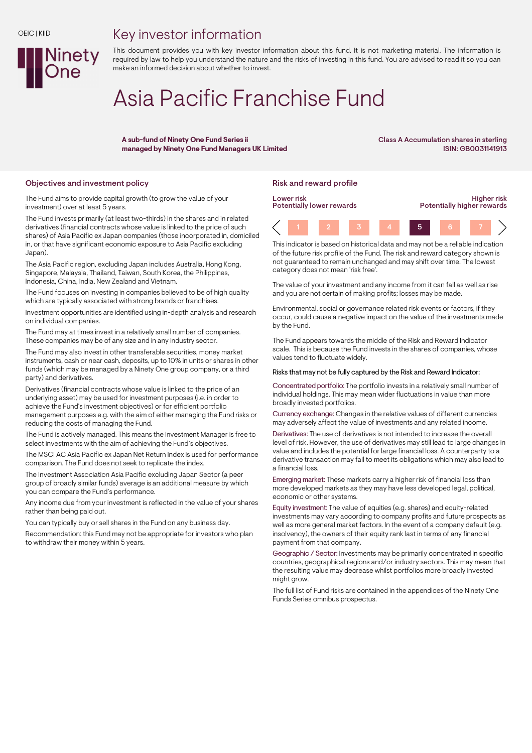OEIC | KIID

Ninety One

# Key investor information

This document provides you with key investor information about this fund. It is not marketing material. The information is required by law to help you understand the nature and the risks of investing in this fund. You are advised to read it so you can make an informed decision about whether to invest.

# Asia Pacific Franchise Fund

**A sub-fund of Ninety One Fund Series ii**
**managed by Ninety One Fund Managers UK Limited**

**Class A Accumulation shares in sterling**
**ISIN: GB0031141913**

## Objectives and investment policy

The Fund aims to provide capital growth (to grow the value of your investment) over at least 5 years.

The Fund invests primarily (at least two-thirds) in the shares and in related derivatives (financial contracts whose value is linked to the price of such shares) of Asia Pacific ex Japan companies (those incorporated in, domiciled in, or that have significant economic exposure to Asia Pacific excluding Japan).

The Asia Pacific region, excluding Japan includes Australia, Hong Kong, Singapore, Malaysia, Thailand, Taiwan, South Korea, the Philippines, Indonesia, China, India, New Zealand and Vietnam.

The Fund focuses on investing in companies believed to be of high quality which are typically associated with strong brands or franchises.

Investment opportunities are identified using in-depth analysis and research on individual companies.

The Fund may at times invest in a relatively small number of companies. These companies may be of any size and in any industry sector.

The Fund may also invest in other transferable securities, money market instruments, cash or near cash, deposits, up to 10% in units or shares in other funds (which may be managed by a Ninety One group company, or a third party) and derivatives.

Derivatives (financial contracts whose value is linked to the price of an underlying asset) may be used for investment purposes (i.e. in order to achieve the Fund's investment objectives) or for efficient portfolio management purposes e.g. with the aim of either managing the Fund risks or reducing the costs of managing the Fund.

The Fund is actively managed. This means the Investment Manager is free to select investments with the aim of achieving the Fund's objectives.

The MSCI AC Asia Pacific ex Japan Net Return Index is used for performance comparison. The Fund does not seek to replicate the index.

The Investment Association Asia Pacific excluding Japan Sector (a peer group of broadly similar funds) average is an additional measure by which you can compare the Fund's performance.

Any income due from your investment is reflected in the value of your shares rather than being paid out.

You can typically buy or sell shares in the Fund on any business day.

Recommendation: this Fund may not be appropriate for investors who plan to withdraw their money within 5 years.

## Risk and reward profile

| Lower risk<br>Potentially lower rewards | | | | | | Higher risk<br>Potentially higher rewards |
|---|---|---|---|---|---|---|
| 1 | 2 | 3 | 4 | **5** | 6 | 7 |

This indicator is based on historical data and may not be a reliable indication of the future risk profile of the Fund. The risk and reward category shown is not guaranteed to remain unchanged and may shift over time. The lowest category does not mean 'risk free'.

The value of your investment and any income from it can fall as well as rise and you are not certain of making profits; losses may be made.

Environmental, social or governance related risk events or factors, if they occur, could cause a negative impact on the value of the investments made by the Fund.

The Fund appears towards the middle of the Risk and Reward Indicator scale. This is because the Fund invests in the shares of companies, whose values tend to fluctuate widely.

Risks that may not be fully captured by the Risk and Reward Indicator:

Concentrated portfolio: The portfolio invests in a relatively small number of individual holdings. This may mean wider fluctuations in value than more broadly invested portfolios.

Currency exchange: Changes in the relative values of different currencies may adversely affect the value of investments and any related income.

Derivatives: The use of derivatives is not intended to increase the overall level of risk. However, the use of derivatives may still lead to large changes in value and includes the potential for large financial loss. A counterparty to a derivative transaction may fail to meet its obligations which may also lead to a financial loss.

Emerging market: These markets carry a higher risk of financial loss than more developed markets as they may have less developed legal, political, economic or other systems.

Equity investment: The value of equities (e.g. shares) and equity-related investments may vary according to company profits and future prospects as well as more general market factors. In the event of a company default (e.g. insolvency), the owners of their equity rank last in terms of any financial payment from that company.

Geographic / Sector: Investments may be primarily concentrated in specific countries, geographical regions and/or industry sectors. This may mean that the resulting value may decrease whilst portfolios more broadly invested might grow.

The full list of Fund risks are contained in the appendices of the Ninety One Funds Series omnibus prospectus.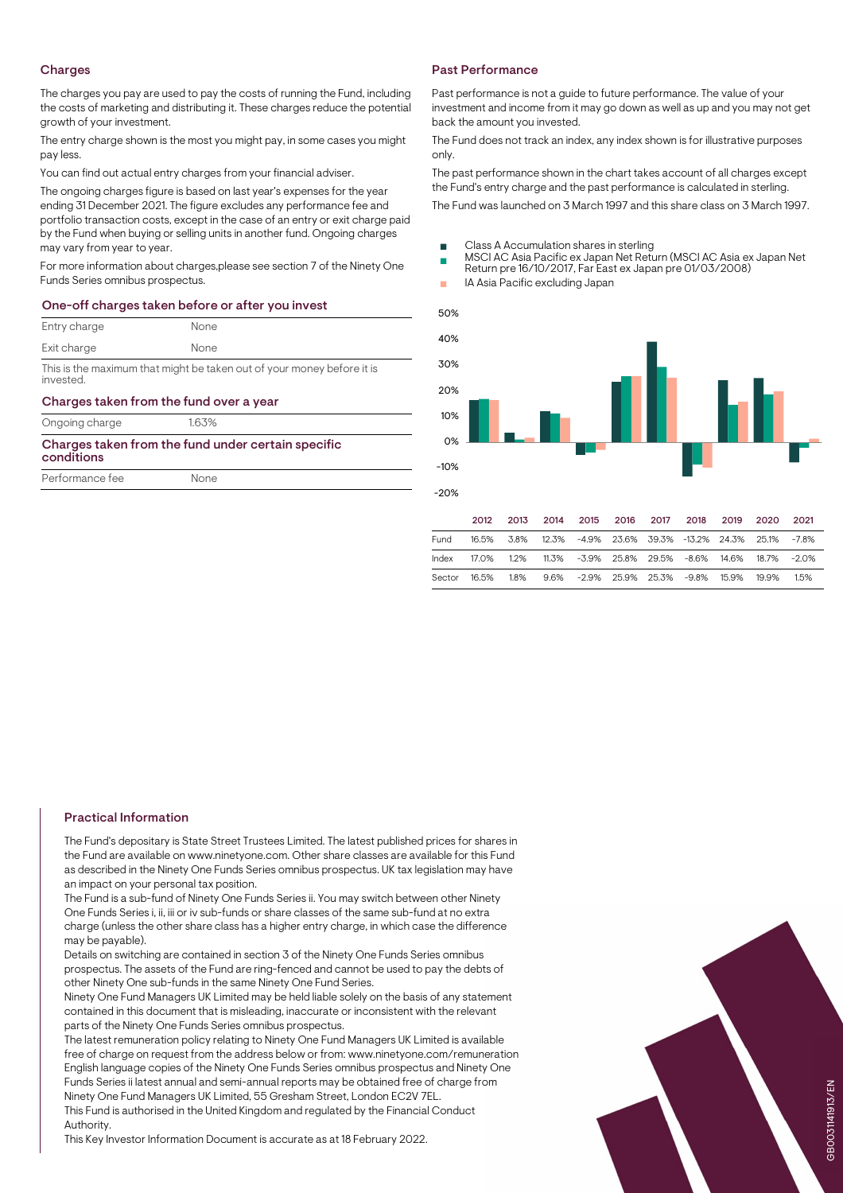## Charges

The charges you pay are used to pay the costs of running the Fund, including the costs of marketing and distributing it. These charges reduce the potential growth of your investment.

The entry charge shown is the most you might pay, in some cases you might pay less.

You can find out actual entry charges from your financial adviser.

The ongoing charges figure is based on last year's expenses for the year ending 31 December 2021. The figure excludes any performance fee and portfolio transaction costs, except in the case of an entry or exit charge paid by the Fund when buying or selling units in another fund. Ongoing charges may vary from year to year.

For more information about charges,please see section 7 of the Ninety One Funds Series omnibus prospectus.

### One-off charges taken before or after you invest

| | |
|---|---|
| Entry charge | None |
| Exit charge | None |

This is the maximum that might be taken out of your money before it is invested.

### Charges taken from the fund over a year

| | |
|---|---|
| Ongoing charge | 1.63% |

### Charges taken from the fund under certain specific conditions

| | |
|---|---|
| Performance fee | None |

## Past Performance

Past performance is not a guide to future performance. The value of your investment and income from it may go down as well as up and you may not get back the amount you invested.

The Fund does not track an index, any index shown is for illustrative purposes only.

The past performance shown in the chart takes account of all charges except the Fund's entry charge and the past performance is calculated in sterling.

The Fund was launched on 3 March 1997 and this share class on 3 March 1997.

- Class A Accumulation shares in sterling
- MSCI AC Asia Pacific ex Japan Net Return (MSCI AC Asia ex Japan Net Return pre 16/10/2017, Far East ex Japan pre 01/03/2008)
- IA Asia Pacific excluding Japan

50%
40%
30%
20%
10%
0%
-10%
-20%

| | 2012 | 2013 | 2014 | 2015 | 2016 | 2017 | 2018 | 2019 | 2020 | 2021 |
|---|---|---|---|---|---|---|---|---|---|---|
| Fund | 16.5% | 3.8% | 12.3% | -4.9% | 23.6% | 39.3% | -13.2% | 24.3% | 25.1% | -7.8% |
| Index | 17.0% | 1.2% | 11.3% | -3.9% | 25.8% | 29.5% | -8.6% | 14.6% | 18.7% | -2.0% |
| Sector | 16.5% | 1.8% | 9.6% | -2.9% | 25.9% | 25.3% | -9.8% | 15.9% | 19.9% | 1.5% |

## Practical Information

The Fund's depositary is State Street Trustees Limited. The latest published prices for shares in the Fund are available on www.ninetyone.com. Other share classes are available for this Fund as described in the Ninety One Funds Series omnibus prospectus. UK tax legislation may have an impact on your personal tax position.

The Fund is a sub-fund of Ninety One Funds Series ii. You may switch between other Ninety One Funds Series i, ii, iii or iv sub-funds or share classes of the same sub-fund at no extra charge (unless the other share class has a higher entry charge, in which case the difference may be payable).

Details on switching are contained in section 3 of the Ninety One Funds Series omnibus prospectus. The assets of the Fund are ring-fenced and cannot be used to pay the debts of other Ninety One sub-funds in the same Ninety One Fund Series.

Ninety One Fund Managers UK Limited may be held liable solely on the basis of any statement contained in this document that is misleading, inaccurate or inconsistent with the relevant parts of the Ninety One Funds Series omnibus prospectus.

The latest remuneration policy relating to Ninety One Fund Managers UK Limited is available free of charge on request from the address below or from: www.ninetyone.com/remuneration English language copies of the Ninety One Funds Series omnibus prospectus and Ninety One Funds Series ii latest annual and semi-annual reports may be obtained free of charge from Ninety One Fund Managers UK Limited, 55 Gresham Street, London EC2V 7EL.

This Fund is authorised in the United Kingdom and regulated by the Financial Conduct Authority.

This Key Investor Information Document is accurate as at 18 February 2022.